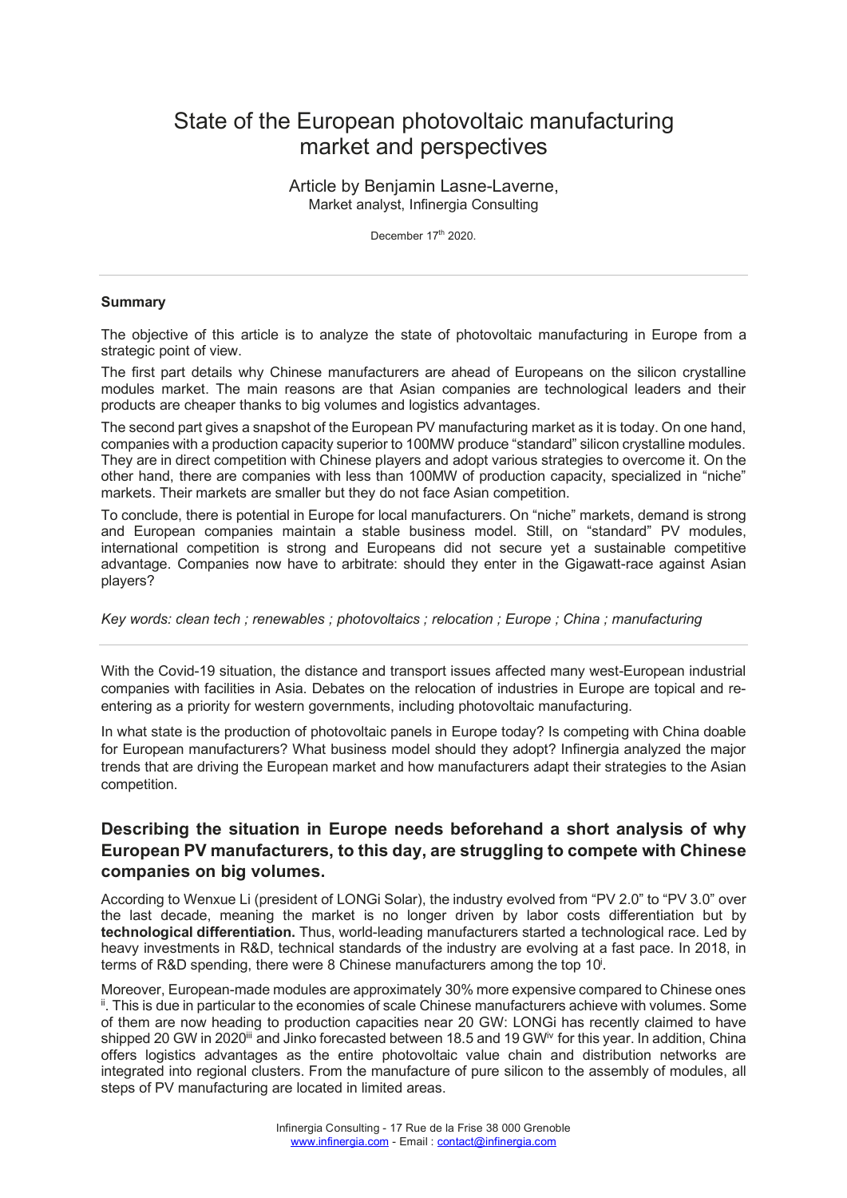# State of the European photovoltaic manufacturing market and perspectives

Article by Benjamin Lasne-Laverne,
Market analyst, Infinergia Consulting

December 17th 2020.

---

**Summary**

The objective of this article is to analyze the state of photovoltaic manufacturing in Europe from a strategic point of view.

The first part details why Chinese manufacturers are ahead of Europeans on the silicon crystalline modules market. The main reasons are that Asian companies are technological leaders and their products are cheaper thanks to big volumes and logistics advantages.

The second part gives a snapshot of the European PV manufacturing market as it is today. On one hand, companies with a production capacity superior to 100MW produce "standard" silicon crystalline modules. They are in direct competition with Chinese players and adopt various strategies to overcome it. On the other hand, there are companies with less than 100MW of production capacity, specialized in "niche" markets. Their markets are smaller but they do not face Asian competition.

To conclude, there is potential in Europe for local manufacturers. On "niche" markets, demand is strong and European companies maintain a stable business model. Still, on "standard" PV modules, international competition is strong and Europeans did not secure yet a sustainable competitive advantage. Companies now have to arbitrate: should they enter in the Gigawatt-race against Asian players?

*Key words: clean tech ; renewables ; photovoltaics ; relocation ; Europe ; China ; manufacturing*

---

With the Covid-19 situation, the distance and transport issues affected many west-European industrial companies with facilities in Asia. Debates on the relocation of industries in Europe are topical and re-entering as a priority for western governments, including photovoltaic manufacturing.

In what state is the production of photovoltaic panels in Europe today? Is competing with China doable for European manufacturers? What business model should they adopt? Infinergia analyzed the major trends that are driving the European market and how manufacturers adapt their strategies to the Asian competition.

## Describing the situation in Europe needs beforehand a short analysis of why European PV manufacturers, to this day, are struggling to compete with Chinese companies on big volumes.

According to Wenxue Li (president of LONGi Solar), the industry evolved from "PV 2.0" to "PV 3.0" over the last decade, meaning the market is no longer driven by labor costs differentiation but by **technological differentiation.** Thus, world-leading manufacturers started a technological race. Led by heavy investments in R&D, technical standards of the industry are evolving at a fast pace. In 2018, in terms of R&D spending, there were 8 Chinese manufacturers among the top 10[i].

Moreover, European-made modules are approximately 30% more expensive compared to Chinese ones [ii]. This is due in particular to the economies of scale Chinese manufacturers achieve with volumes. Some of them are now heading to production capacities near 20 GW: LONGi has recently claimed to have shipped 20 GW in 2020[iii] and Jinko forecasted between 18.5 and 19 GW[iv] for this year. In addition, China offers logistics advantages as the entire photovoltaic value chain and distribution networks are integrated into regional clusters. From the manufacture of pure silicon to the assembly of modules, all steps of PV manufacturing are located in limited areas.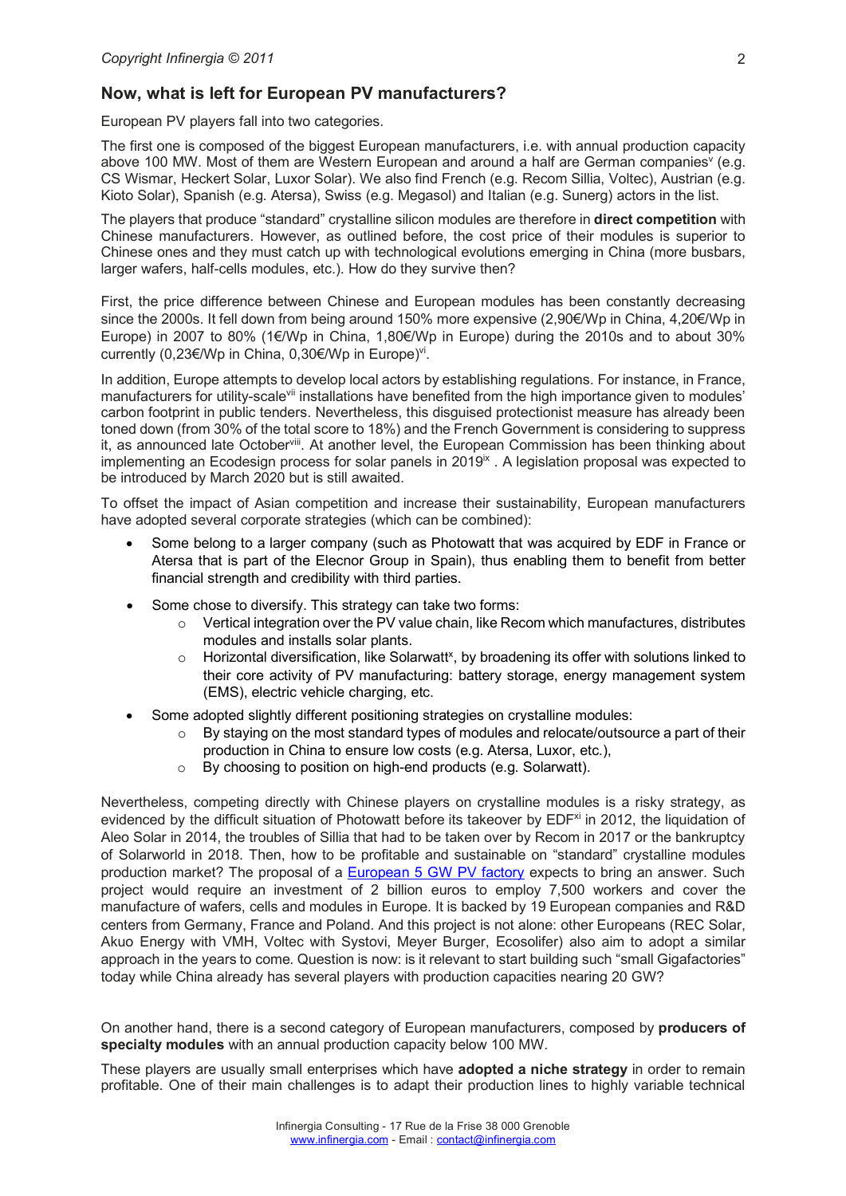## Now, what is left for European PV manufacturers?

European PV players fall into two categories.

The first one is composed of the biggest European manufacturers, i.e. with annual production capacity above 100 MW. Most of them are Western European and around a half are German companies[v] (e.g. CS Wismar, Heckert Solar, Luxor Solar). We also find French (e.g. Recom Sillia, Voltec), Austrian (e.g. Kioto Solar), Spanish (e.g. Atersa), Swiss (e.g. Megasol) and Italian (e.g. Sunerg) actors in the list.

The players that produce "standard" crystalline silicon modules are therefore in **direct competition** with Chinese manufacturers. However, as outlined before, the cost price of their modules is superior to Chinese ones and they must catch up with technological evolutions emerging in China (more busbars, larger wafers, half-cells modules, etc.). How do they survive then?

First, the price difference between Chinese and European modules has been constantly decreasing since the 2000s. It fell down from being around 150% more expensive (2,90€/Wp in China, 4,20€/Wp in Europe) in 2007 to 80% (1€/Wp in China, 1,80€/Wp in Europe) during the 2010s and to about 30% currently (0,23€/Wp in China, 0,30€/Wp in Europe)[vi].

In addition, Europe attempts to develop local actors by establishing regulations. For instance, in France, manufacturers for utility-scale[vii] installations have benefited from the high importance given to modules' carbon footprint in public tenders. Nevertheless, this disguised protectionist measure has already been toned down (from 30% of the total score to 18%) and the French Government is considering to suppress it, as announced late October[viii]. At another level, the European Commission has been thinking about implementing an Ecodesign process for solar panels in 2019[ix] . A legislation proposal was expected to be introduced by March 2020 but is still awaited.

To offset the impact of Asian competition and increase their sustainability, European manufacturers have adopted several corporate strategies (which can be combined):

- Some belong to a larger company (such as Photowatt that was acquired by EDF in France or Atersa that is part of the Elecnor Group in Spain), thus enabling them to benefit from better financial strength and credibility with third parties.
- Some chose to diversify. This strategy can take two forms:
  - Vertical integration over the PV value chain, like Recom which manufactures, distributes modules and installs solar plants.
  - Horizontal diversification, like Solarwatt[x], by broadening its offer with solutions linked to their core activity of PV manufacturing: battery storage, energy management system (EMS), electric vehicle charging, etc.
- Some adopted slightly different positioning strategies on crystalline modules:
  - By staying on the most standard types of modules and relocate/outsource a part of their production in China to ensure low costs (e.g. Atersa, Luxor, etc.),
  - By choosing to position on high-end products (e.g. Solarwatt).

Nevertheless, competing directly with Chinese players on crystalline modules is a risky strategy, as evidenced by the difficult situation of Photowatt before its takeover by EDF[xi] in 2012, the liquidation of Aleo Solar in 2014, the troubles of Sillia that had to be taken over by Recom in 2017 or the bankruptcy of Solarworld in 2018. Then, how to be profitable and sustainable on "standard" crystalline modules production market? The proposal of a European 5 GW PV factory expects to bring an answer. Such project would require an investment of 2 billion euros to employ 7,500 workers and cover the manufacture of wafers, cells and modules in Europe. It is backed by 19 European companies and R&D centers from Germany, France and Poland. And this project is not alone: other Europeans (REC Solar, Akuo Energy with VMH, Voltec with Systovi, Meyer Burger, Ecosolifer) also aim to adopt a similar approach in the years to come. Question is now: is it relevant to start building such "small Gigafactories" today while China already has several players with production capacities nearing 20 GW?

On another hand, there is a second category of European manufacturers, composed by **producers of specialty modules** with an annual production capacity below 100 MW.

These players are usually small enterprises which have **adopted a niche strategy** in order to remain profitable. One of their main challenges is to adapt their production lines to highly variable technical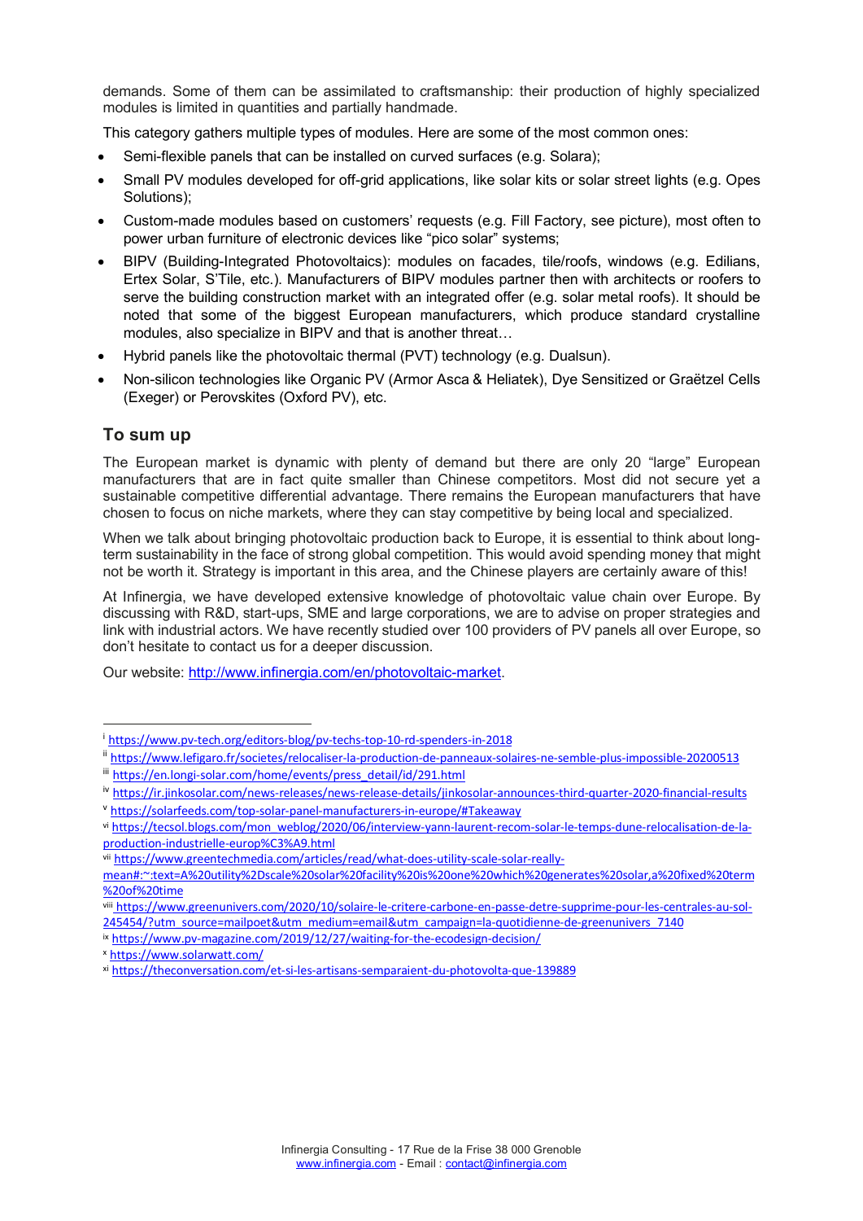demands. Some of them can be assimilated to craftsmanship: their production of highly specialized modules is limited in quantities and partially handmade.

This category gathers multiple types of modules. Here are some of the most common ones:

- Semi-flexible panels that can be installed on curved surfaces (e.g. Solara);
- Small PV modules developed for off-grid applications, like solar kits or solar street lights (e.g. Opes Solutions);
- Custom-made modules based on customers' requests (e.g. Fill Factory, see picture), most often to power urban furniture of electronic devices like "pico solar" systems;
- BIPV (Building-Integrated Photovoltaics): modules on facades, tile/roofs, windows (e.g. Edilians, Ertex Solar, S'Tile, etc.). Manufacturers of BIPV modules partner then with architects or roofers to serve the building construction market with an integrated offer (e.g. solar metal roofs). It should be noted that some of the biggest European manufacturers, which produce standard crystalline modules, also specialize in BIPV and that is another threat…
- Hybrid panels like the photovoltaic thermal (PVT) technology (e.g. Dualsun).
- Non-silicon technologies like Organic PV (Armor Asca & Heliatek), Dye Sensitized or Graëtzel Cells (Exeger) or Perovskites (Oxford PV), etc.

## To sum up

The European market is dynamic with plenty of demand but there are only 20 "large" European manufacturers that are in fact quite smaller than Chinese competitors. Most did not secure yet a sustainable competitive differential advantage. There remains the European manufacturers that have chosen to focus on niche markets, where they can stay competitive by being local and specialized.

When we talk about bringing photovoltaic production back to Europe, it is essential to think about long-term sustainability in the face of strong global competition. This would avoid spending money that might not be worth it. Strategy is important in this area, and the Chinese players are certainly aware of this!

At Infinergia, we have developed extensive knowledge of photovoltaic value chain over Europe. By discussing with R&D, start-ups, SME and large corporations, we are to advise on proper strategies and link with industrial actors. We have recently studied over 100 providers of PV panels all over Europe, so don't hesitate to contact us for a deeper discussion.

Our website: http://www.infinergia.com/en/photovoltaic-market.

---

[i] https://www.pv-tech.org/editors-blog/pv-techs-top-10-rd-spenders-in-2018

[ii] https://www.lefigaro.fr/societes/relocaliser-la-production-de-panneaux-solaires-ne-semble-plus-impossible-20200513

[iii] https://en.longi-solar.com/home/events/press_detail/id/291.html

[iv] https://ir.jinkosolar.com/news-releases/news-release-details/jinkosolar-announces-third-quarter-2020-financial-results

[v] https://solarfeeds.com/top-solar-panel-manufacturers-in-europe/#Takeaway

[vi] https://tecsol.blogs.com/mon_weblog/2020/06/interview-yann-laurent-recom-solar-le-temps-dune-relocalisation-de-la-production-industrielle-europ%C3%A9.html

[vii] https://www.greentechmedia.com/articles/read/what-does-utility-scale-solar-really-mean#:~:text=A%20utility%2Dscale%20solar%20facility%20is%20one%20which%20generates%20solar,a%20fixed%20term%20of%20time

[viii] https://www.greenunivers.com/2020/10/solaire-le-critere-carbone-en-passe-detre-supprime-pour-les-centrales-au-sol-245454/?utm_source=mailpoet&utm_medium=email&utm_campaign=la-quotidienne-de-greenunivers_7140

[ix] https://www.pv-magazine.com/2019/12/27/waiting-for-the-ecodesign-decision/

[x] https://www.solarwatt.com/

[xi] https://theconversation.com/et-si-les-artisans-semparaient-du-photovolta-que-139889